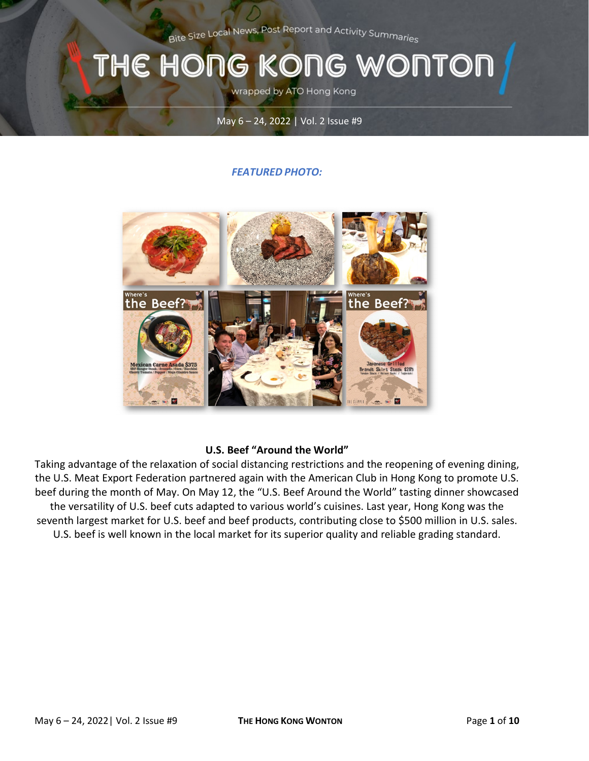Bite Size Local News, Post Report and Activity Summaries

# THE HONG KONG WONTON

wrapped by ATO Hong Kong

May 6 – 24, 2022 | Vol. 2 Issue #9

*FEATURED PHOTO:*

**U.S. Beef "Around the World"**

Taking advantage of the relaxation of social distancing restrictions and the reopening of evening dining, the U.S. Meat Export Federation partnered again with the American Club in Hong Kong to promote U.S. beef during the month of May. On May 12, the "U.S. Beef Around the World" tasting dinner showcased the versatility of U.S. beef cuts adapted to various world's cuisines. Last year, Hong Kong was the seventh largest market for U.S. beef and beef products, contributing close to $500 million in U.S. sales. U.S. beef is well known in the local market for its superior quality and reliable grading standard.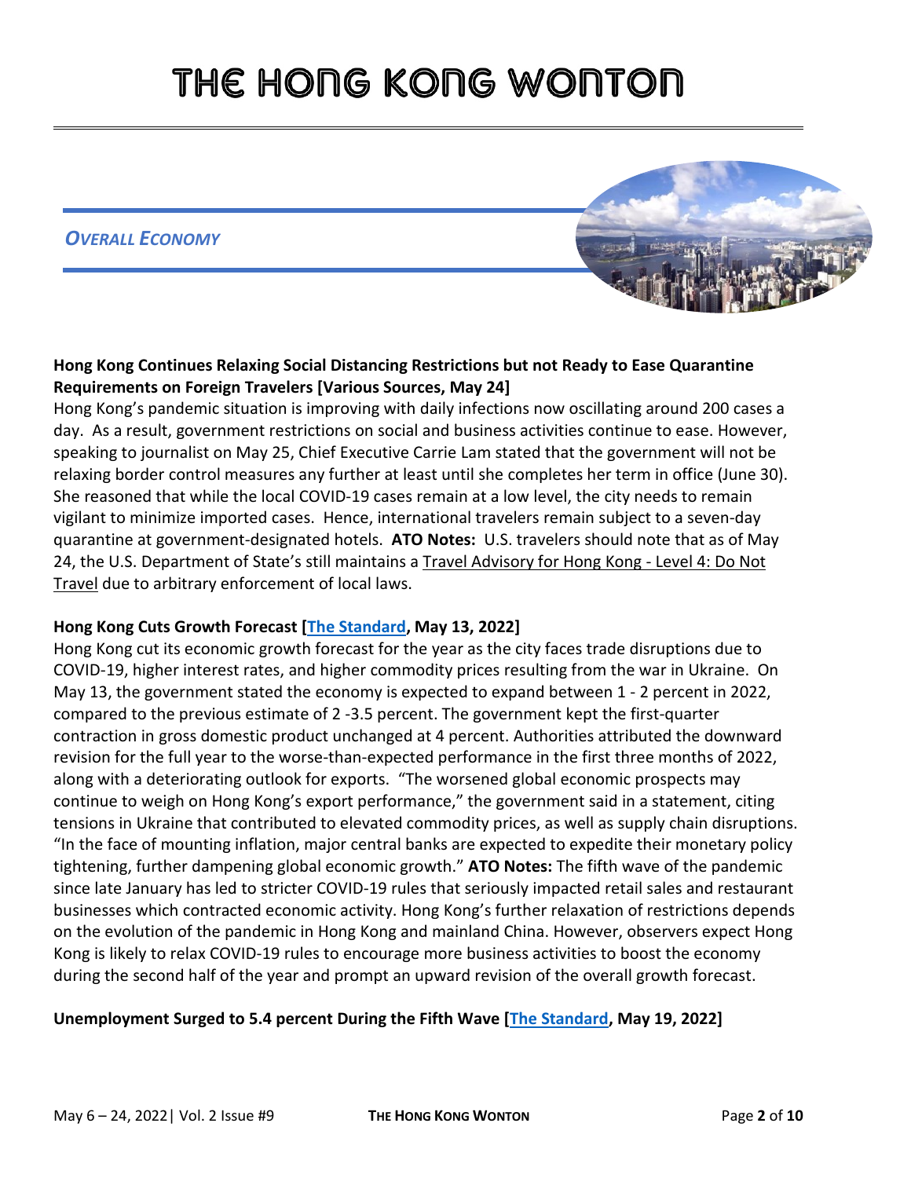# THE HONG KONG WONTON

## *OVERALL ECONOMY*

**Hong Kong Continues Relaxing Social Distancing Restrictions but not Ready to Ease Quarantine Requirements on Foreign Travelers [Various Sources, May 24]**

Hong Kong's pandemic situation is improving with daily infections now oscillating around 200 cases a day. As a result, government restrictions on social and business activities continue to ease. However, speaking to journalist on May 25, Chief Executive Carrie Lam stated that the government will not be relaxing border control measures any further at least until she completes her term in office (June 30). She reasoned that while the local COVID-19 cases remain at a low level, the city needs to remain vigilant to minimize imported cases. Hence, international travelers remain subject to a seven-day quarantine at government-designated hotels. **ATO Notes:** U.S. travelers should note that as of May 24, the U.S. Department of State's still maintains a Travel Advisory for Hong Kong - Level 4: Do Not Travel due to arbitrary enforcement of local laws.

**Hong Kong Cuts Growth Forecast [The Standard, May 13, 2022]**

Hong Kong cut its economic growth forecast for the year as the city faces trade disruptions due to COVID-19, higher interest rates, and higher commodity prices resulting from the war in Ukraine. On May 13, the government stated the economy is expected to expand between 1 - 2 percent in 2022, compared to the previous estimate of 2 -3.5 percent. The government kept the first-quarter contraction in gross domestic product unchanged at 4 percent. Authorities attributed the downward revision for the full year to the worse-than-expected performance in the first three months of 2022, along with a deteriorating outlook for exports. "The worsened global economic prospects may continue to weigh on Hong Kong's export performance," the government said in a statement, citing tensions in Ukraine that contributed to elevated commodity prices, as well as supply chain disruptions. "In the face of mounting inflation, major central banks are expected to expedite their monetary policy tightening, further dampening global economic growth." **ATO Notes:** The fifth wave of the pandemic since late January has led to stricter COVID-19 rules that seriously impacted retail sales and restaurant businesses which contracted economic activity. Hong Kong's further relaxation of restrictions depends on the evolution of the pandemic in Hong Kong and mainland China. However, observers expect Hong Kong is likely to relax COVID-19 rules to encourage more business activities to boost the economy during the second half of the year and prompt an upward revision of the overall growth forecast.

**Unemployment Surged to 5.4 percent During the Fifth Wave [The Standard, May 19, 2022]**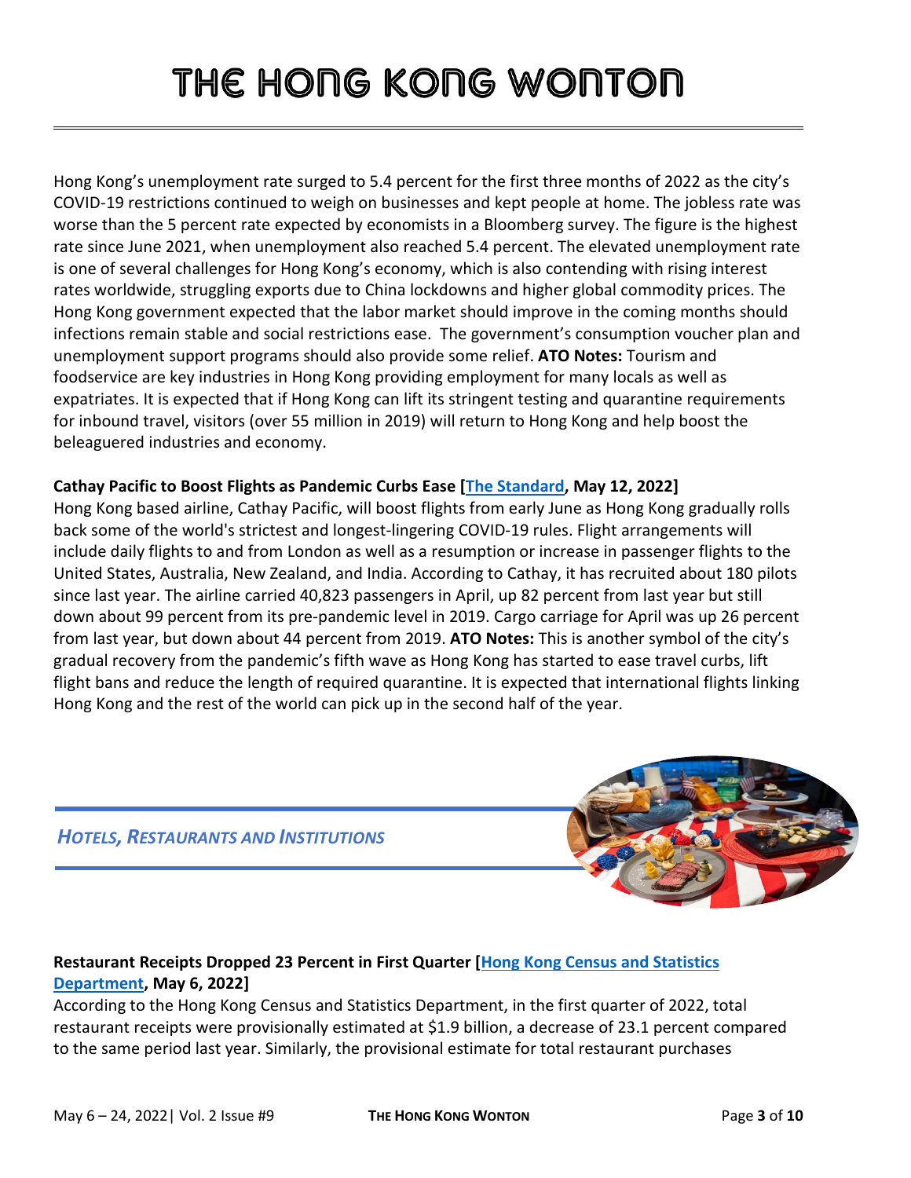# THE HONG KONG WONTON

Hong Kong's unemployment rate surged to 5.4 percent for the first three months of 2022 as the city's COVID-19 restrictions continued to weigh on businesses and kept people at home. The jobless rate was worse than the 5 percent rate expected by economists in a Bloomberg survey. The figure is the highest rate since June 2021, when unemployment also reached 5.4 percent. The elevated unemployment rate is one of several challenges for Hong Kong's economy, which is also contending with rising interest rates worldwide, struggling exports due to China lockdowns and higher global commodity prices. The Hong Kong government expected that the labor market should improve in the coming months should infections remain stable and social restrictions ease. The government's consumption voucher plan and unemployment support programs should also provide some relief. **ATO Notes:** Tourism and foodservice are key industries in Hong Kong providing employment for many locals as well as expatriates. It is expected that if Hong Kong can lift its stringent testing and quarantine requirements for inbound travel, visitors (over 55 million in 2019) will return to Hong Kong and help boost the beleaguered industries and economy.

**Cathay Pacific to Boost Flights as Pandemic Curbs Ease [The Standard, May 12, 2022]**

Hong Kong based airline, Cathay Pacific, will boost flights from early June as Hong Kong gradually rolls back some of the world's strictest and longest-lingering COVID-19 rules. Flight arrangements will include daily flights to and from London as well as a resumption or increase in passenger flights to the United States, Australia, New Zealand, and India. According to Cathay, it has recruited about 180 pilots since last year. The airline carried 40,823 passengers in April, up 82 percent from last year but still down about 99 percent from its pre-pandemic level in 2019. Cargo carriage for April was up 26 percent from last year, but down about 44 percent from 2019. **ATO Notes:** This is another symbol of the city's gradual recovery from the pandemic's fifth wave as Hong Kong has started to ease travel curbs, lift flight bans and reduce the length of required quarantine. It is expected that international flights linking Hong Kong and the rest of the world can pick up in the second half of the year.

## *HOTELS, RESTAURANTS AND INSTITUTIONS*

**Restaurant Receipts Dropped 23 Percent in First Quarter [Hong Kong Census and Statistics Department, May 6, 2022]**

According to the Hong Kong Census and Statistics Department, in the first quarter of 2022, total restaurant receipts were provisionally estimated at $1.9 billion, a decrease of 23.1 percent compared to the same period last year. Similarly, the provisional estimate for total restaurant purchases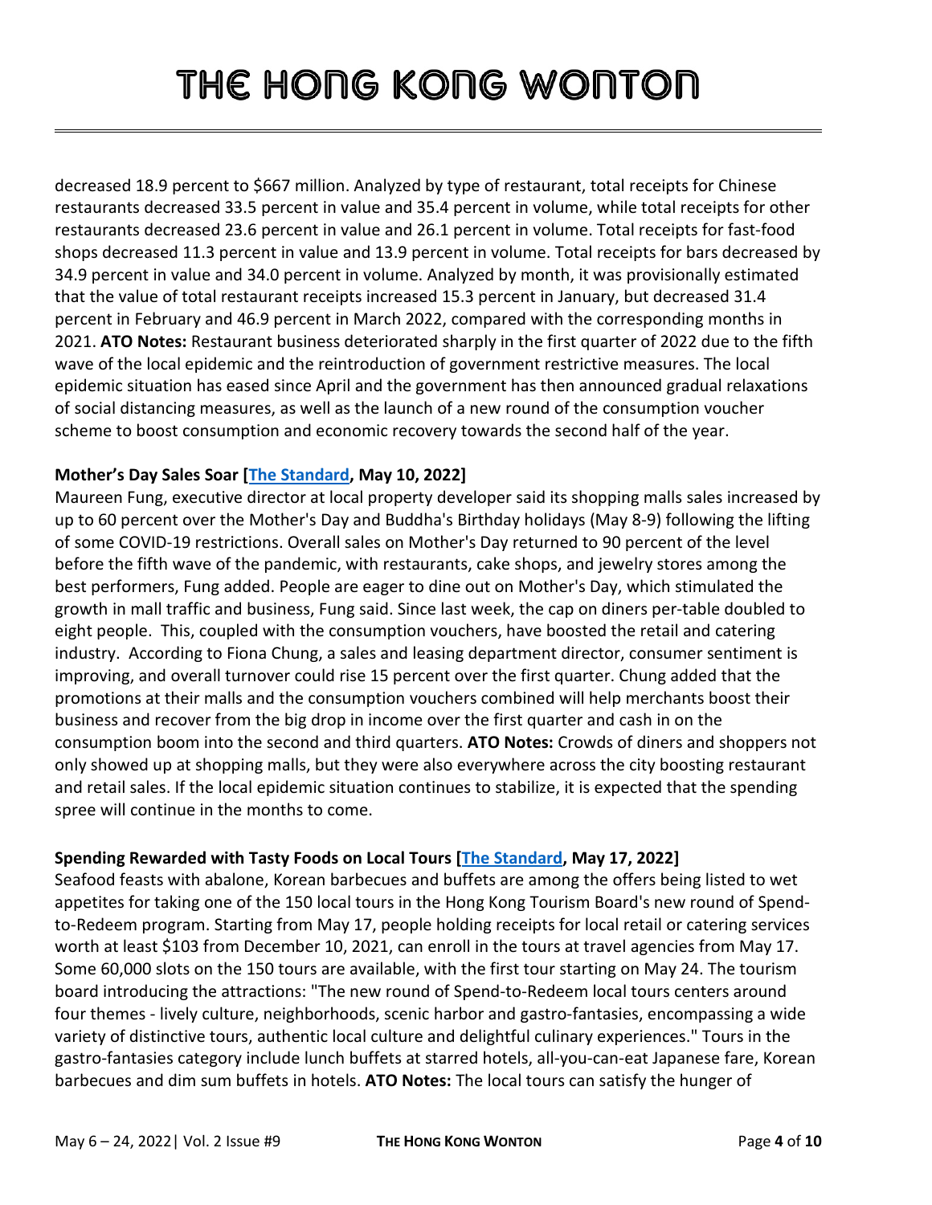decreased 18.9 percent to $667 million. Analyzed by type of restaurant, total receipts for Chinese restaurants decreased 33.5 percent in value and 35.4 percent in volume, while total receipts for other restaurants decreased 23.6 percent in value and 26.1 percent in volume. Total receipts for fast-food shops decreased 11.3 percent in value and 13.9 percent in volume. Total receipts for bars decreased by 34.9 percent in value and 34.0 percent in volume. Analyzed by month, it was provisionally estimated that the value of total restaurant receipts increased 15.3 percent in January, but decreased 31.4 percent in February and 46.9 percent in March 2022, compared with the corresponding months in 2021. **ATO Notes:** Restaurant business deteriorated sharply in the first quarter of 2022 due to the fifth wave of the local epidemic and the reintroduction of government restrictive measures. The local epidemic situation has eased since April and the government has then announced gradual relaxations of social distancing measures, as well as the launch of a new round of the consumption voucher scheme to boost consumption and economic recovery towards the second half of the year.

**Mother's Day Sales Soar [The Standard, May 10, 2022]**
Maureen Fung, executive director at local property developer said its shopping malls sales increased by up to 60 percent over the Mother's Day and Buddha's Birthday holidays (May 8-9) following the lifting of some COVID-19 restrictions. Overall sales on Mother's Day returned to 90 percent of the level before the fifth wave of the pandemic, with restaurants, cake shops, and jewelry stores among the best performers, Fung added. People are eager to dine out on Mother's Day, which stimulated the growth in mall traffic and business, Fung said. Since last week, the cap on diners per-table doubled to eight people. This, coupled with the consumption vouchers, have boosted the retail and catering industry. According to Fiona Chung, a sales and leasing department director, consumer sentiment is improving, and overall turnover could rise 15 percent over the first quarter. Chung added that the promotions at their malls and the consumption vouchers combined will help merchants boost their business and recover from the big drop in income over the first quarter and cash in on the consumption boom into the second and third quarters. **ATO Notes:** Crowds of diners and shoppers not only showed up at shopping malls, but they were also everywhere across the city boosting restaurant and retail sales. If the local epidemic situation continues to stabilize, it is expected that the spending spree will continue in the months to come.

**Spending Rewarded with Tasty Foods on Local Tours [The Standard, May 17, 2022]**
Seafood feasts with abalone, Korean barbecues and buffets are among the offers being listed to wet appetites for taking one of the 150 local tours in the Hong Kong Tourism Board's new round of Spend-to-Redeem program. Starting from May 17, people holding receipts for local retail or catering services worth at least $103 from December 10, 2021, can enroll in the tours at travel agencies from May 17. Some 60,000 slots on the 150 tours are available, with the first tour starting on May 24. The tourism board introducing the attractions: "The new round of Spend-to-Redeem local tours centers around four themes - lively culture, neighborhoods, scenic harbor and gastro-fantasies, encompassing a wide variety of distinctive tours, authentic local culture and delightful culinary experiences." Tours in the gastro-fantasies category include lunch buffets at starred hotels, all-you-can-eat Japanese fare, Korean barbecues and dim sum buffets in hotels. **ATO Notes:** The local tours can satisfy the hunger of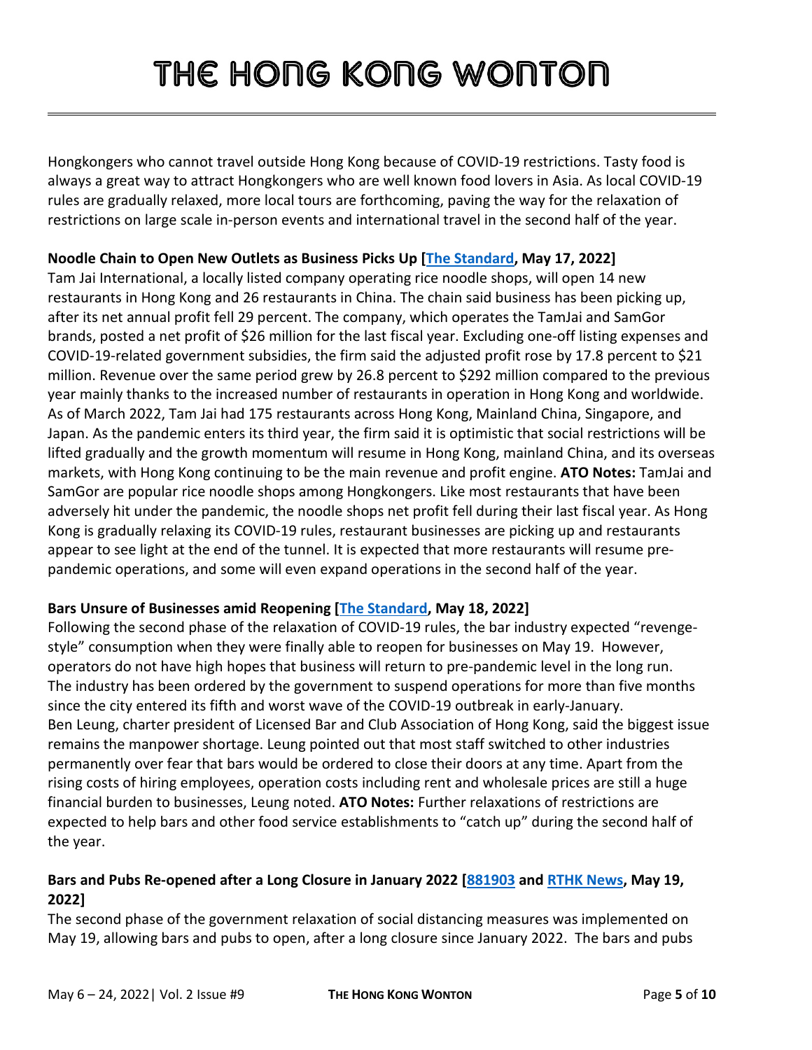Hongkongers who cannot travel outside Hong Kong because of COVID-19 restrictions. Tasty food is always a great way to attract Hongkongers who are well known food lovers in Asia. As local COVID-19 rules are gradually relaxed, more local tours are forthcoming, paving the way for the relaxation of restrictions on large scale in-person events and international travel in the second half of the year.

**Noodle Chain to Open New Outlets as Business Picks Up [The Standard, May 17, 2022]**

Tam Jai International, a locally listed company operating rice noodle shops, will open 14 new restaurants in Hong Kong and 26 restaurants in China. The chain said business has been picking up, after its net annual profit fell 29 percent. The company, which operates the TamJai and SamGor brands, posted a net profit of $26 million for the last fiscal year. Excluding one-off listing expenses and COVID-19-related government subsidies, the firm said the adjusted profit rose by 17.8 percent to $21 million. Revenue over the same period grew by 26.8 percent to $292 million compared to the previous year mainly thanks to the increased number of restaurants in operation in Hong Kong and worldwide. As of March 2022, Tam Jai had 175 restaurants across Hong Kong, Mainland China, Singapore, and Japan. As the pandemic enters its third year, the firm said it is optimistic that social restrictions will be lifted gradually and the growth momentum will resume in Hong Kong, mainland China, and its overseas markets, with Hong Kong continuing to be the main revenue and profit engine. **ATO Notes:** TamJai and SamGor are popular rice noodle shops among Hongkongers. Like most restaurants that have been adversely hit under the pandemic, the noodle shops net profit fell during their last fiscal year. As Hong Kong is gradually relaxing its COVID-19 rules, restaurant businesses are picking up and restaurants appear to see light at the end of the tunnel. It is expected that more restaurants will resume pre-pandemic operations, and some will even expand operations in the second half of the year.

**Bars Unsure of Businesses amid Reopening [The Standard, May 18, 2022]**

Following the second phase of the relaxation of COVID-19 rules, the bar industry expected "revenge-style" consumption when they were finally able to reopen for businesses on May 19. However, operators do not have high hopes that business will return to pre-pandemic level in the long run. The industry has been ordered by the government to suspend operations for more than five months since the city entered its fifth and worst wave of the COVID-19 outbreak in early-January. Ben Leung, charter president of Licensed Bar and Club Association of Hong Kong, said the biggest issue remains the manpower shortage. Leung pointed out that most staff switched to other industries permanently over fear that bars would be ordered to close their doors at any time. Apart from the rising costs of hiring employees, operation costs including rent and wholesale prices are still a huge financial burden to businesses, Leung noted. **ATO Notes:** Further relaxations of restrictions are expected to help bars and other food service establishments to "catch up" during the second half of the year.

**Bars and Pubs Re-opened after a Long Closure in January 2022 [881903 and RTHK News, May 19, 2022]**

The second phase of the government relaxation of social distancing measures was implemented on May 19, allowing bars and pubs to open, after a long closure since January 2022. The bars and pubs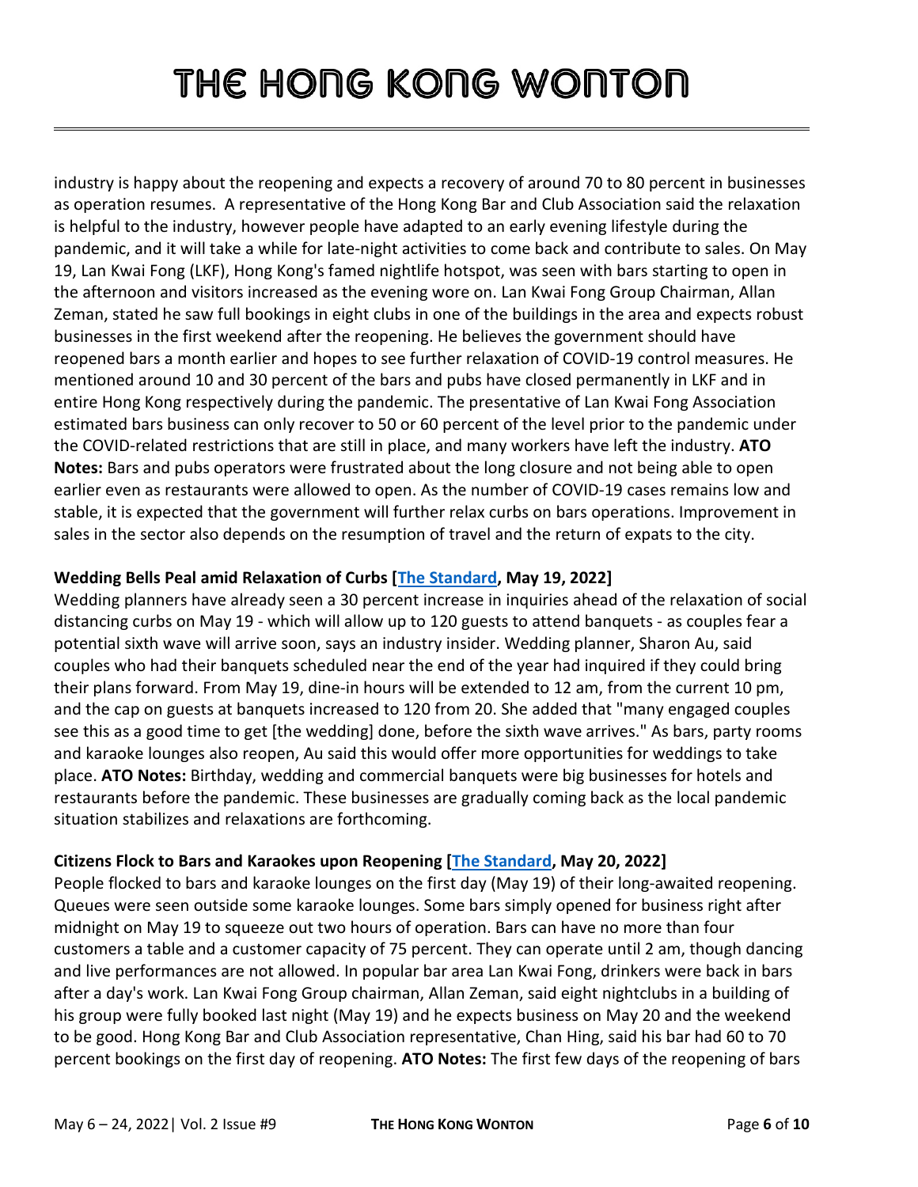industry is happy about the reopening and expects a recovery of around 70 to 80 percent in businesses as operation resumes. A representative of the Hong Kong Bar and Club Association said the relaxation is helpful to the industry, however people have adapted to an early evening lifestyle during the pandemic, and it will take a while for late-night activities to come back and contribute to sales. On May 19, Lan Kwai Fong (LKF), Hong Kong's famed nightlife hotspot, was seen with bars starting to open in the afternoon and visitors increased as the evening wore on. Lan Kwai Fong Group Chairman, Allan Zeman, stated he saw full bookings in eight clubs in one of the buildings in the area and expects robust businesses in the first weekend after the reopening. He believes the government should have reopened bars a month earlier and hopes to see further relaxation of COVID-19 control measures. He mentioned around 10 and 30 percent of the bars and pubs have closed permanently in LKF and in entire Hong Kong respectively during the pandemic. The presentative of Lan Kwai Fong Association estimated bars business can only recover to 50 or 60 percent of the level prior to the pandemic under the COVID-related restrictions that are still in place, and many workers have left the industry. **ATO Notes:** Bars and pubs operators were frustrated about the long closure and not being able to open earlier even as restaurants were allowed to open. As the number of COVID-19 cases remains low and stable, it is expected that the government will further relax curbs on bars operations. Improvement in sales in the sector also depends on the resumption of travel and the return of expats to the city.

**Wedding Bells Peal amid Relaxation of Curbs [The Standard, May 19, 2022]**

Wedding planners have already seen a 30 percent increase in inquiries ahead of the relaxation of social distancing curbs on May 19 - which will allow up to 120 guests to attend banquets - as couples fear a potential sixth wave will arrive soon, says an industry insider. Wedding planner, Sharon Au, said couples who had their banquets scheduled near the end of the year had inquired if they could bring their plans forward. From May 19, dine-in hours will be extended to 12 am, from the current 10 pm, and the cap on guests at banquets increased to 120 from 20. She added that "many engaged couples see this as a good time to get [the wedding] done, before the sixth wave arrives." As bars, party rooms and karaoke lounges also reopen, Au said this would offer more opportunities for weddings to take place. **ATO Notes:** Birthday, wedding and commercial banquets were big businesses for hotels and restaurants before the pandemic. These businesses are gradually coming back as the local pandemic situation stabilizes and relaxations are forthcoming.

**Citizens Flock to Bars and Karaokes upon Reopening [The Standard, May 20, 2022]**

People flocked to bars and karaoke lounges on the first day (May 19) of their long-awaited reopening. Queues were seen outside some karaoke lounges. Some bars simply opened for business right after midnight on May 19 to squeeze out two hours of operation. Bars can have no more than four customers a table and a customer capacity of 75 percent. They can operate until 2 am, though dancing and live performances are not allowed. In popular bar area Lan Kwai Fong, drinkers were back in bars after a day's work. Lan Kwai Fong Group chairman, Allan Zeman, said eight nightclubs in a building of his group were fully booked last night (May 19) and he expects business on May 20 and the weekend to be good. Hong Kong Bar and Club Association representative, Chan Hing, said his bar had 60 to 70 percent bookings on the first day of reopening. **ATO Notes:** The first few days of the reopening of bars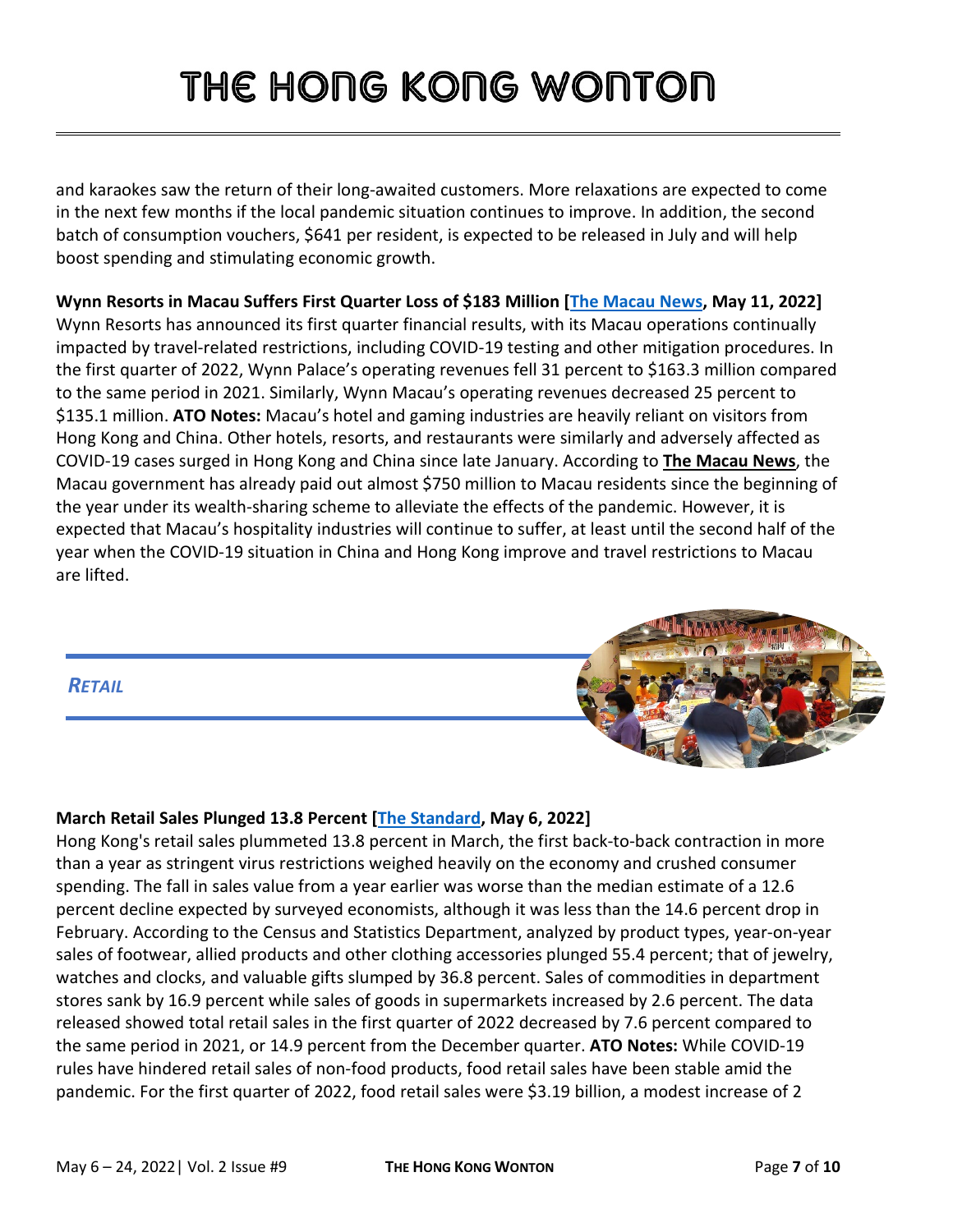and karaokes saw the return of their long-awaited customers. More relaxations are expected to come in the next few months if the local pandemic situation continues to improve. In addition, the second batch of consumption vouchers, $641 per resident, is expected to be released in July and will help boost spending and stimulating economic growth.

**Wynn Resorts in Macau Suffers First Quarter Loss of $183 Million [The Macau News, May 11, 2022]**
Wynn Resorts has announced its first quarter financial results, with its Macau operations continually impacted by travel-related restrictions, including COVID-19 testing and other mitigation procedures. In the first quarter of 2022, Wynn Palace's operating revenues fell 31 percent to $163.3 million compared to the same period in 2021. Similarly, Wynn Macau's operating revenues decreased 25 percent to $135.1 million. **ATO Notes:** Macau's hotel and gaming industries are heavily reliant on visitors from Hong Kong and China. Other hotels, resorts, and restaurants were similarly and adversely affected as COVID-19 cases surged in Hong Kong and China since late January. According to **The Macau News**, the Macau government has already paid out almost $750 million to Macau residents since the beginning of the year under its wealth-sharing scheme to alleviate the effects of the pandemic. However, it is expected that Macau's hospitality industries will continue to suffer, at least until the second half of the year when the COVID-19 situation in China and Hong Kong improve and travel restrictions to Macau are lifted.

## *RETAIL*

**March Retail Sales Plunged 13.8 Percent [The Standard, May 6, 2022]**
Hong Kong's retail sales plummeted 13.8 percent in March, the first back-to-back contraction in more than a year as stringent virus restrictions weighed heavily on the economy and crushed consumer spending. The fall in sales value from a year earlier was worse than the median estimate of a 12.6 percent decline expected by surveyed economists, although it was less than the 14.6 percent drop in February. According to the Census and Statistics Department, analyzed by product types, year-on-year sales of footwear, allied products and other clothing accessories plunged 55.4 percent; that of jewelry, watches and clocks, and valuable gifts slumped by 36.8 percent. Sales of commodities in department stores sank by 16.9 percent while sales of goods in supermarkets increased by 2.6 percent. The data released showed total retail sales in the first quarter of 2022 decreased by 7.6 percent compared to the same period in 2021, or 14.9 percent from the December quarter. **ATO Notes:** While COVID-19 rules have hindered retail sales of non-food products, food retail sales have been stable amid the pandemic. For the first quarter of 2022, food retail sales were $3.19 billion, a modest increase of 2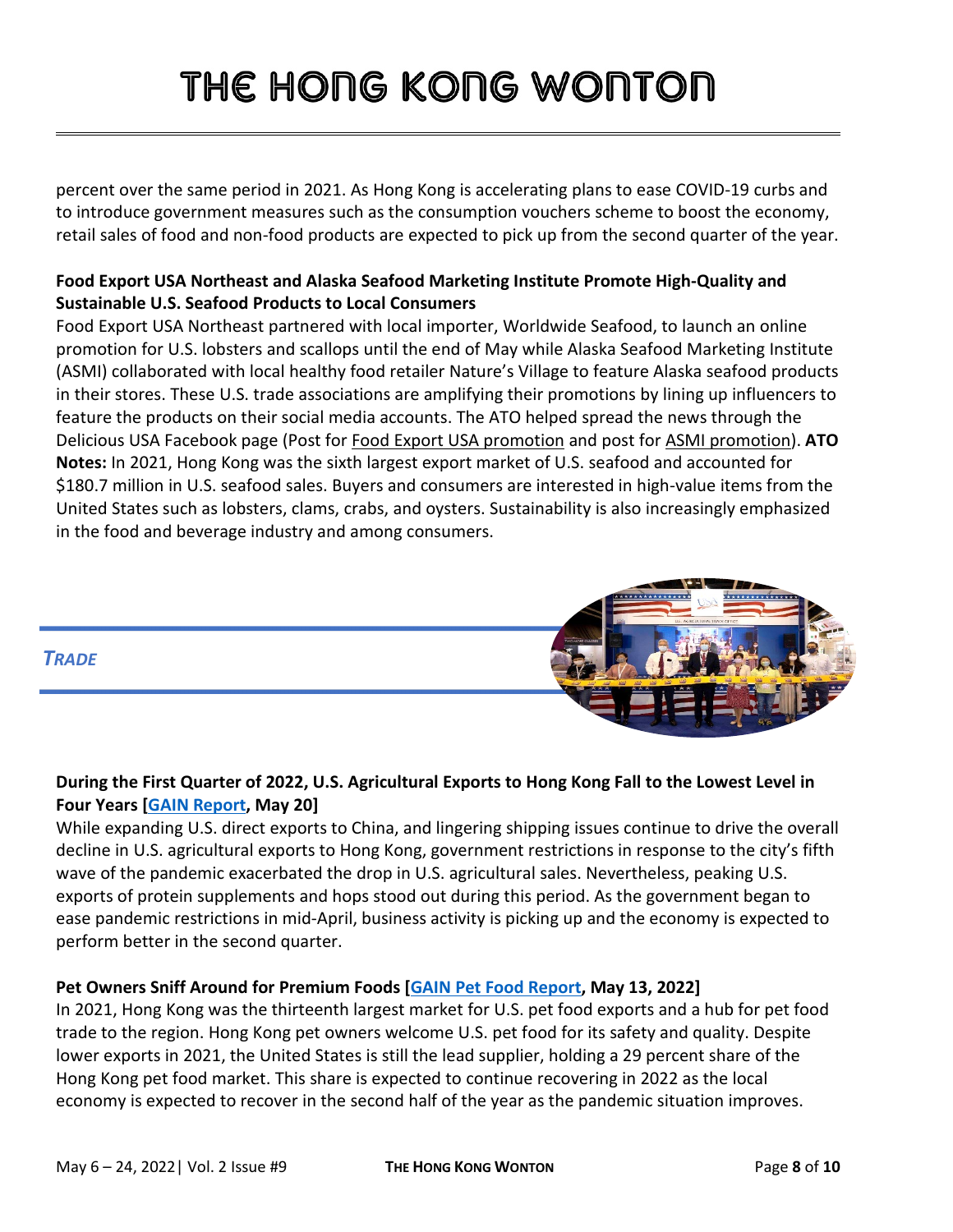percent over the same period in 2021. As Hong Kong is accelerating plans to ease COVID-19 curbs and to introduce government measures such as the consumption vouchers scheme to boost the economy, retail sales of food and non-food products are expected to pick up from the second quarter of the year.

**Food Export USA Northeast and Alaska Seafood Marketing Institute Promote High-Quality and Sustainable U.S. Seafood Products to Local Consumers**

Food Export USA Northeast partnered with local importer, Worldwide Seafood, to launch an online promotion for U.S. lobsters and scallops until the end of May while Alaska Seafood Marketing Institute (ASMI) collaborated with local healthy food retailer Nature's Village to feature Alaska seafood products in their stores. These U.S. trade associations are amplifying their promotions by lining up influencers to feature the products on their social media accounts. The ATO helped spread the news through the Delicious USA Facebook page (Post for Food Export USA promotion and post for ASMI promotion). **ATO Notes:** In 2021, Hong Kong was the sixth largest export market of U.S. seafood and accounted for $180.7 million in U.S. seafood sales. Buyers and consumers are interested in high-value items from the United States such as lobsters, clams, crabs, and oysters. Sustainability is also increasingly emphasized in the food and beverage industry and among consumers.

## *TRADE*

**During the First Quarter of 2022, U.S. Agricultural Exports to Hong Kong Fall to the Lowest Level in Four Years [GAIN Report, May 20]**

While expanding U.S. direct exports to China, and lingering shipping issues continue to drive the overall decline in U.S. agricultural exports to Hong Kong, government restrictions in response to the city's fifth wave of the pandemic exacerbated the drop in U.S. agricultural sales. Nevertheless, peaking U.S. exports of protein supplements and hops stood out during this period. As the government began to ease pandemic restrictions in mid-April, business activity is picking up and the economy is expected to perform better in the second quarter.

**Pet Owners Sniff Around for Premium Foods [GAIN Pet Food Report, May 13, 2022]**

In 2021, Hong Kong was the thirteenth largest market for U.S. pet food exports and a hub for pet food trade to the region. Hong Kong pet owners welcome U.S. pet food for its safety and quality. Despite lower exports in 2021, the United States is still the lead supplier, holding a 29 percent share of the Hong Kong pet food market. This share is expected to continue recovering in 2022 as the local economy is expected to recover in the second half of the year as the pandemic situation improves.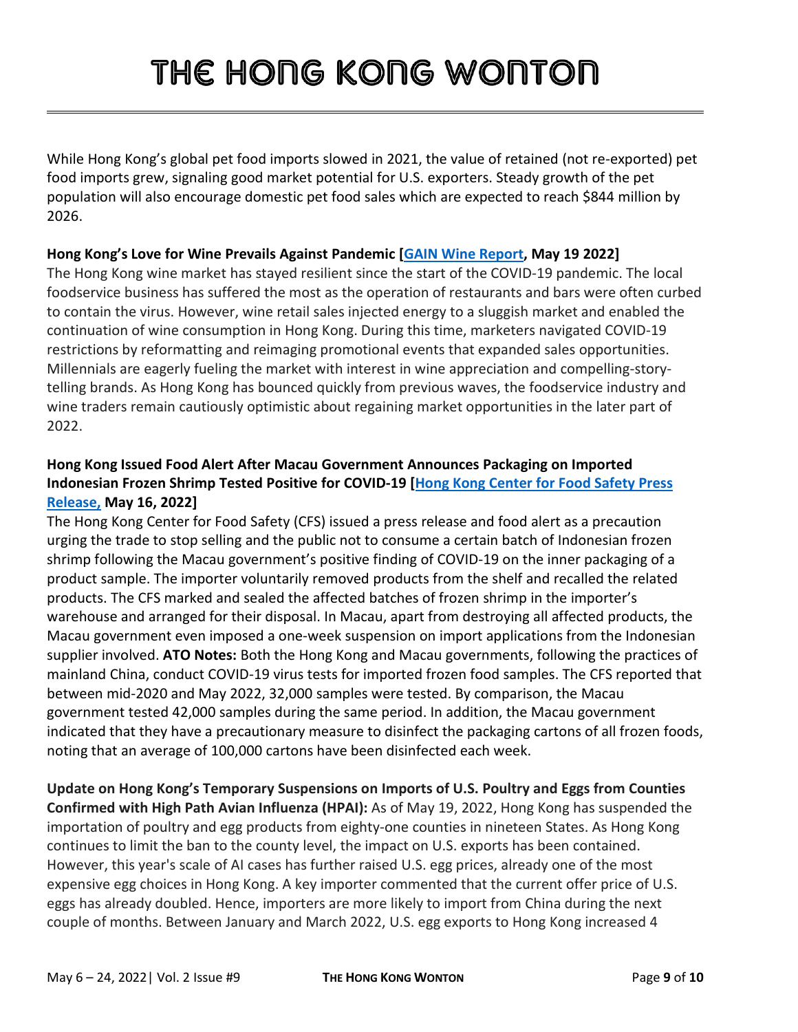While Hong Kong's global pet food imports slowed in 2021, the value of retained (not re-exported) pet food imports grew, signaling good market potential for U.S. exporters. Steady growth of the pet population will also encourage domestic pet food sales which are expected to reach $844 million by 2026.

**Hong Kong's Love for Wine Prevails Against Pandemic [[GAIN Wine Report](), May 19 2022]**

The Hong Kong wine market has stayed resilient since the start of the COVID-19 pandemic. The local foodservice business has suffered the most as the operation of restaurants and bars were often curbed to contain the virus. However, wine retail sales injected energy to a sluggish market and enabled the continuation of wine consumption in Hong Kong. During this time, marketers navigated COVID-19 restrictions by reformatting and reimaging promotional events that expanded sales opportunities. Millennials are eagerly fueling the market with interest in wine appreciation and compelling-story-telling brands. As Hong Kong has bounced quickly from previous waves, the foodservice industry and wine traders remain cautiously optimistic about regaining market opportunities in the later part of 2022.

**Hong Kong Issued Food Alert After Macau Government Announces Packaging on Imported Indonesian Frozen Shrimp Tested Positive for COVID-19 [[Hong Kong Center for Food Safety Press Release,]() May 16, 2022]**

The Hong Kong Center for Food Safety (CFS) issued a press release and food alert as a precaution urging the trade to stop selling and the public not to consume a certain batch of Indonesian frozen shrimp following the Macau government's positive finding of COVID-19 on the inner packaging of a product sample. The importer voluntarily removed products from the shelf and recalled the related products. The CFS marked and sealed the affected batches of frozen shrimp in the importer's warehouse and arranged for their disposal. In Macau, apart from destroying all affected products, the Macau government even imposed a one-week suspension on import applications from the Indonesian supplier involved. **ATO Notes:** Both the Hong Kong and Macau governments, following the practices of mainland China, conduct COVID-19 virus tests for imported frozen food samples. The CFS reported that between mid-2020 and May 2022, 32,000 samples were tested. By comparison, the Macau government tested 42,000 samples during the same period. In addition, the Macau government indicated that they have a precautionary measure to disinfect the packaging cartons of all frozen foods, noting that an average of 100,000 cartons have been disinfected each week.

**Update on Hong Kong's Temporary Suspensions on Imports of U.S. Poultry and Eggs from Counties Confirmed with High Path Avian Influenza (HPAI):** As of May 19, 2022, Hong Kong has suspended the importation of poultry and egg products from eighty-one counties in nineteen States. As Hong Kong continues to limit the ban to the county level, the impact on U.S. exports has been contained. However, this year's scale of AI cases has further raised U.S. egg prices, already one of the most expensive egg choices in Hong Kong. A key importer commented that the current offer price of U.S. eggs has already doubled. Hence, importers are more likely to import from China during the next couple of months. Between January and March 2022, U.S. egg exports to Hong Kong increased 4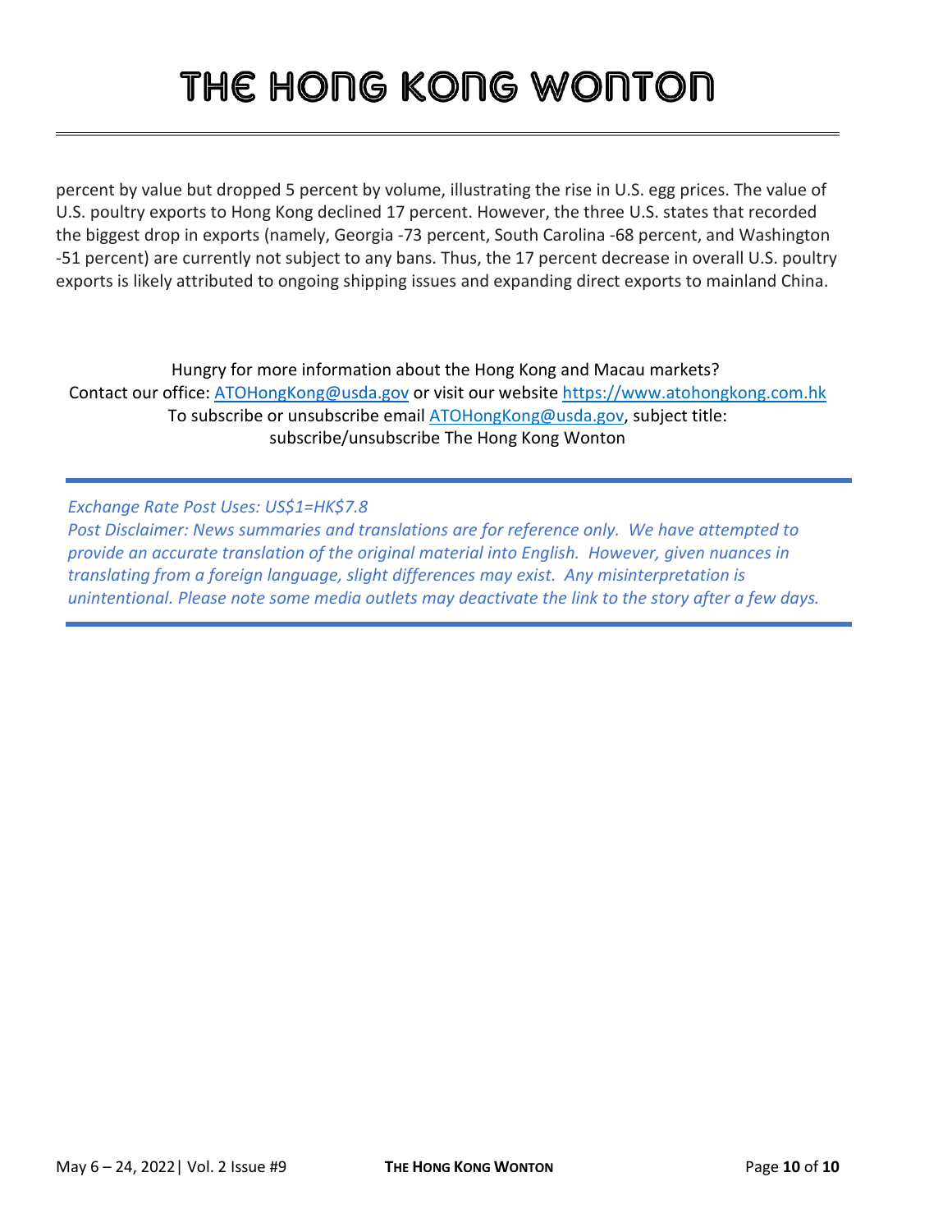percent by value but dropped 5 percent by volume, illustrating the rise in U.S. egg prices. The value of U.S. poultry exports to Hong Kong declined 17 percent. However, the three U.S. states that recorded the biggest drop in exports (namely, Georgia -73 percent, South Carolina -68 percent, and Washington -51 percent) are currently not subject to any bans. Thus, the 17 percent decrease in overall U.S. poultry exports is likely attributed to ongoing shipping issues and expanding direct exports to mainland China.

Hungry for more information about the Hong Kong and Macau markets?
Contact our office: ATOHongKong@usda.gov or visit our website https://www.atohongkong.com.hk
To subscribe or unsubscribe email ATOHongKong@usda.gov, subject title: subscribe/unsubscribe The Hong Kong Wonton

*Exchange Rate Post Uses: US$1=HK$7.8*
*Post Disclaimer: News summaries and translations are for reference only. We have attempted to provide an accurate translation of the original material into English. However, given nuances in translating from a foreign language, slight differences may exist. Any misinterpretation is unintentional. Please note some media outlets may deactivate the link to the story after a few days.*